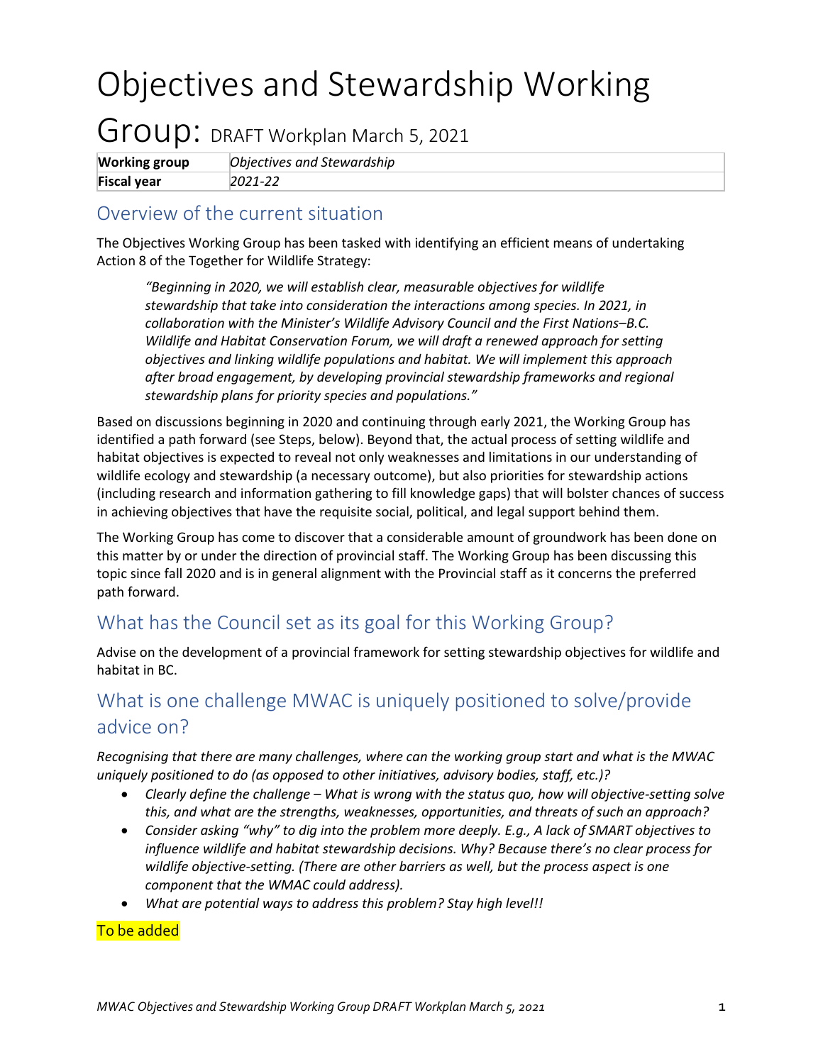# Objectives and Stewardship Working Group: DRAFT Workplan March 5, 2021

| **Working group** | *Objectives and Stewardship* |
|---|---|
| **Fiscal year** | *2021-22* |

## Overview of the current situation

The Objectives Working Group has been tasked with identifying an efficient means of undertaking Action 8 of the Together for Wildlife Strategy:

> *"Beginning in 2020, we will establish clear, measurable objectives for wildlife stewardship that take into consideration the interactions among species. In 2021, in collaboration with the Minister's Wildlife Advisory Council and the First Nations–B.C. Wildlife and Habitat Conservation Forum, we will draft a renewed approach for setting objectives and linking wildlife populations and habitat. We will implement this approach after broad engagement, by developing provincial stewardship frameworks and regional stewardship plans for priority species and populations."*

Based on discussions beginning in 2020 and continuing through early 2021, the Working Group has identified a path forward (see Steps, below). Beyond that, the actual process of setting wildlife and habitat objectives is expected to reveal not only weaknesses and limitations in our understanding of wildlife ecology and stewardship (a necessary outcome), but also priorities for stewardship actions (including research and information gathering to fill knowledge gaps) that will bolster chances of success in achieving objectives that have the requisite social, political, and legal support behind them.

The Working Group has come to discover that a considerable amount of groundwork has been done on this matter by or under the direction of provincial staff. The Working Group has been discussing this topic since fall 2020 and is in general alignment with the Provincial staff as it concerns the preferred path forward.

## What has the Council set as its goal for this Working Group?

Advise on the development of a provincial framework for setting stewardship objectives for wildlife and habitat in BC.

## What is one challenge MWAC is uniquely positioned to solve/provide advice on?

*Recognising that there are many challenges, where can the working group start and what is the MWAC uniquely positioned to do (as opposed to other initiatives, advisory bodies, staff, etc.)?*

- *Clearly define the challenge – What is wrong with the status quo, how will objective-setting solve this, and what are the strengths, weaknesses, opportunities, and threats of such an approach?*
- *Consider asking "why" to dig into the problem more deeply. E.g., A lack of SMART objectives to influence wildlife and habitat stewardship decisions. Why? Because there's no clear process for wildlife objective-setting. (There are other barriers as well, but the process aspect is one component that the WMAC could address).*
- *What are potential ways to address this problem? Stay high level!!*

To be added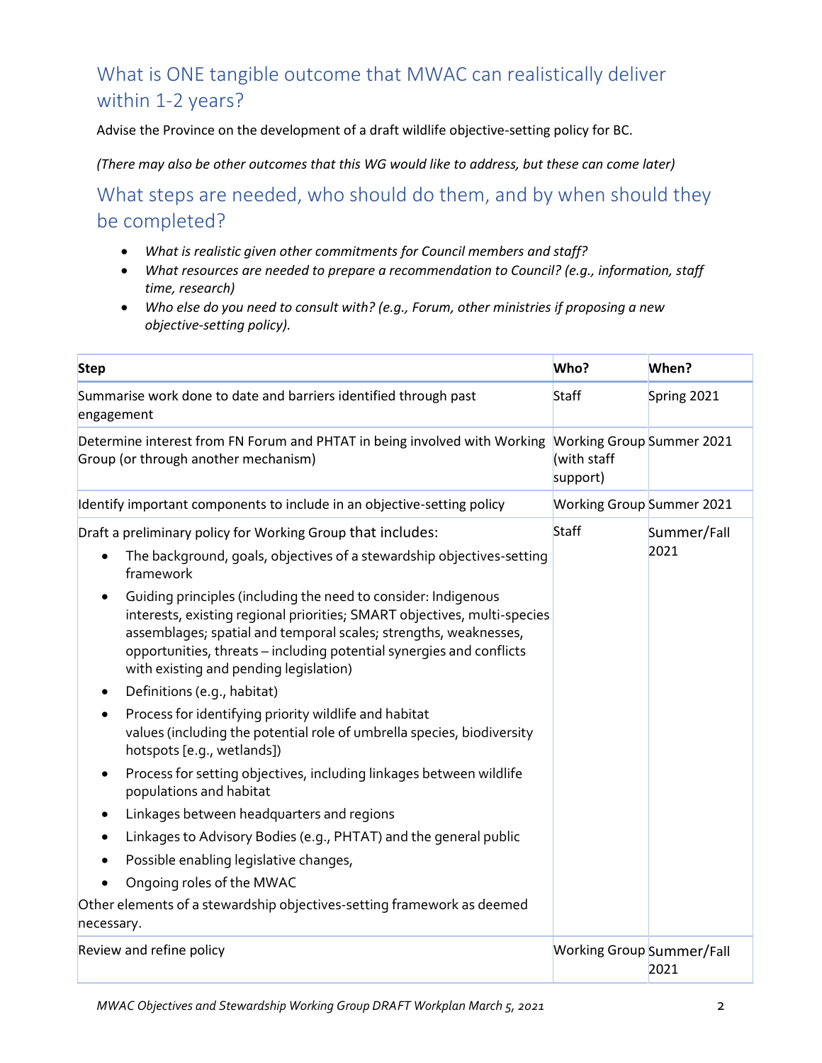## What is ONE tangible outcome that MWAC can realistically deliver within 1-2 years?

Advise the Province on the development of a draft wildlife objective-setting policy for BC.

*(There may also be other outcomes that this WG would like to address, but these can come later)*

## What steps are needed, who should do them, and by when should they be completed?

- *What is realistic given other commitments for Council members and staff?*
- *What resources are needed to prepare a recommendation to Council? (e.g., information, staff time, research)*
- *Who else do you need to consult with? (e.g., Forum, other ministries if proposing a new objective-setting policy).*

| Step | Who? | When? |
|---|---|---|
| Summarise work done to date and barriers identified through past engagement | Staff | Spring 2021 |
| Determine interest from FN Forum and PHTAT in being involved with Working Group (or through another mechanism) | Working Group (with staff support) | Summer 2021 |
| Identify important components to include in an objective-setting policy | Working Group | Summer 2021 |
| Draft a preliminary policy for Working Group that includes:<br>• The background, goals, objectives of a stewardship objectives-setting framework<br>• Guiding principles (including the need to consider: Indigenous interests, existing regional priorities; SMART objectives, multi-species assemblages; spatial and temporal scales; strengths, weaknesses, opportunities, threats – including potential synergies and conflicts with existing and pending legislation)<br>• Definitions (e.g., habitat)<br>• Process for identifying priority wildlife and habitat values (including the potential role of umbrella species, biodiversity hotspots [e.g., wetlands])<br>• Process for setting objectives, including linkages between wildlife populations and habitat<br>• Linkages between headquarters and regions<br>• Linkages to Advisory Bodies (e.g., PHTAT) and the general public<br>• Possible enabling legislative changes,<br>• Ongoing roles of the MWAC<br>Other elements of a stewardship objectives-setting framework as deemed necessary. | Staff | Summer/Fall 2021 |
| Review and refine policy | Working Group | Summer/Fall 2021 |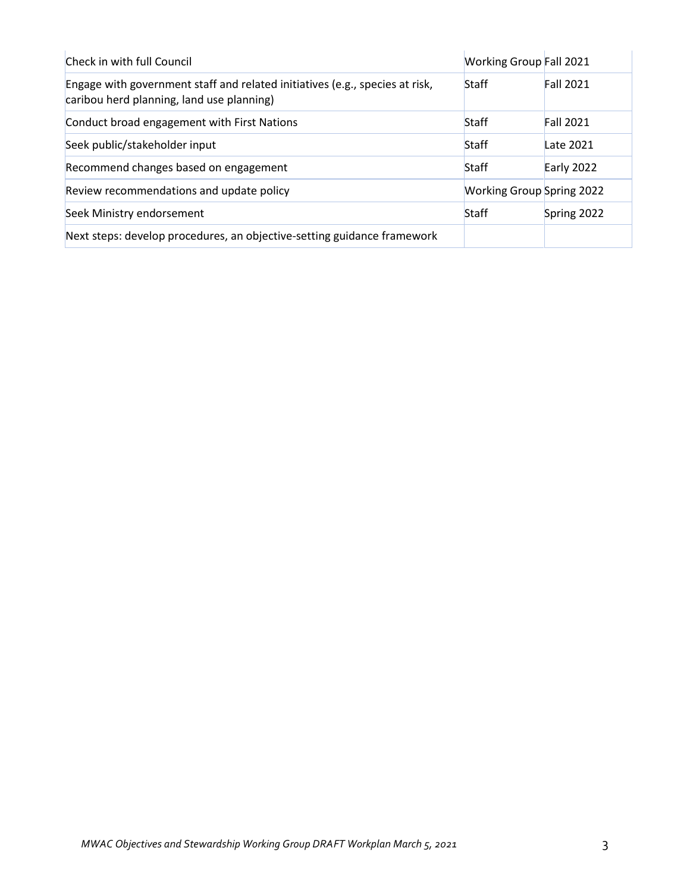| | | |
|---|---|---|
| Check in with full Council | Working Group | Fall 2021 |
| Engage with government staff and related initiatives (e.g., species at risk, caribou herd planning, land use planning) | Staff | Fall 2021 |
| Conduct broad engagement with First Nations | Staff | Fall 2021 |
| Seek public/stakeholder input | Staff | Late 2021 |
| Recommend changes based on engagement | Staff | Early 2022 |
| Review recommendations and update policy | Working Group | Spring 2022 |
| Seek Ministry endorsement | Staff | Spring 2022 |
| Next steps: develop procedures, an objective-setting guidance framework | | |